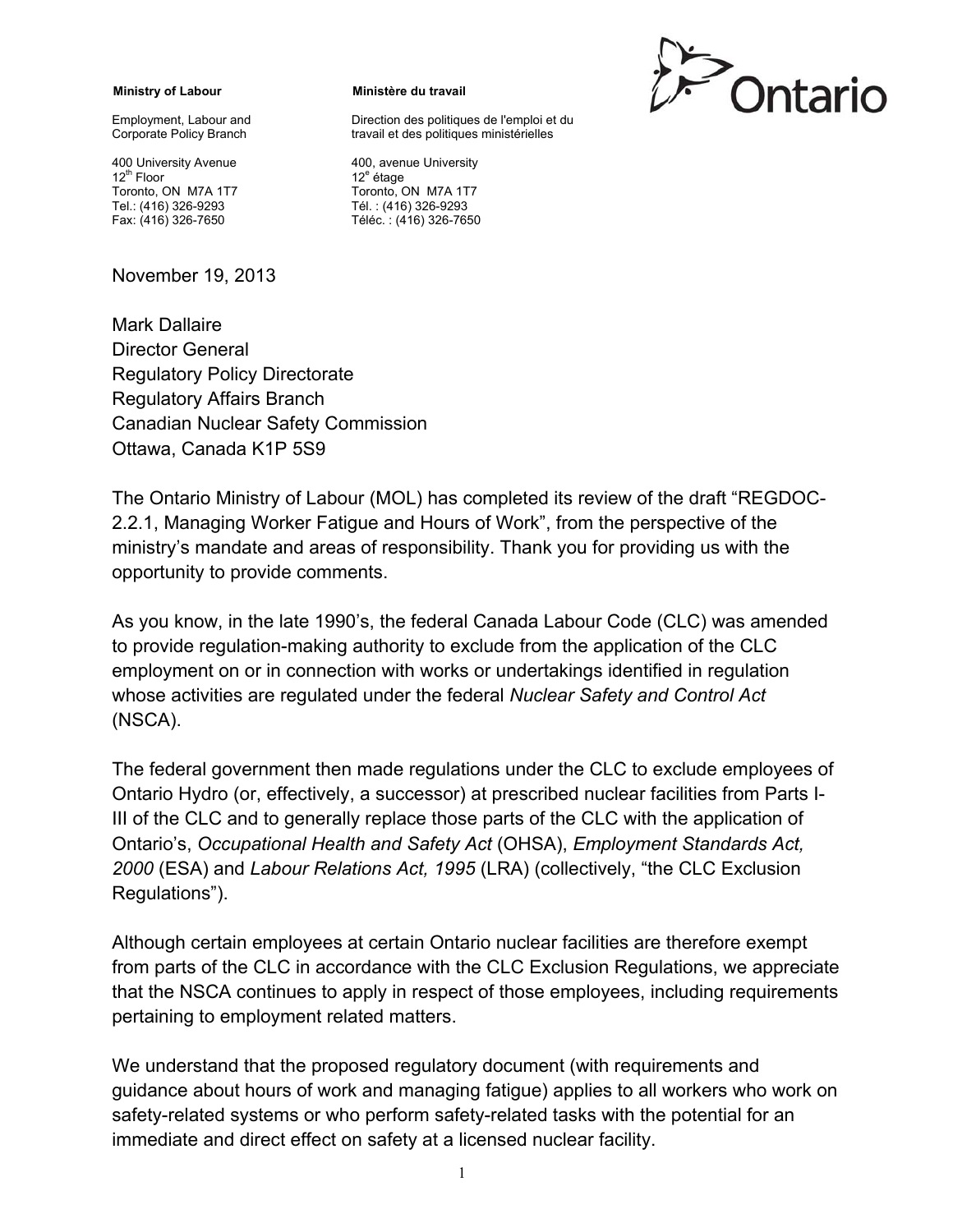**Ministry of Labour**

Employment, Labour and Corporate Policy Branch

400 University Avenue
12th Floor
Toronto, ON M7A 1T7
Tel.: (416) 326-9293
Fax: (416) 326-7650

**Ministère du travail**

Direction des politiques de l'emploi et du travail et des politiques ministérielles

400, avenue University
12e étage
Toronto, ON M7A 1T7
Tél. : (416) 326-9293
Téléc. : (416) 326-7650

Ontario

November 19, 2013

Mark Dallaire
Director General
Regulatory Policy Directorate
Regulatory Affairs Branch
Canadian Nuclear Safety Commission
Ottawa, Canada K1P 5S9

The Ontario Ministry of Labour (MOL) has completed its review of the draft "REGDOC-2.2.1, Managing Worker Fatigue and Hours of Work", from the perspective of the ministry's mandate and areas of responsibility. Thank you for providing us with the opportunity to provide comments.

As you know, in the late 1990's, the federal Canada Labour Code (CLC) was amended to provide regulation-making authority to exclude from the application of the CLC employment on or in connection with works or undertakings identified in regulation whose activities are regulated under the federal *Nuclear Safety and Control Act* (NSCA).

The federal government then made regulations under the CLC to exclude employees of Ontario Hydro (or, effectively, a successor) at prescribed nuclear facilities from Parts I-III of the CLC and to generally replace those parts of the CLC with the application of Ontario's, *Occupational Health and Safety Act* (OHSA), *Employment Standards Act, 2000* (ESA) and *Labour Relations Act, 1995* (LRA) (collectively, "the CLC Exclusion Regulations").

Although certain employees at certain Ontario nuclear facilities are therefore exempt from parts of the CLC in accordance with the CLC Exclusion Regulations, we appreciate that the NSCA continues to apply in respect of those employees, including requirements pertaining to employment related matters.

We understand that the proposed regulatory document (with requirements and guidance about hours of work and managing fatigue) applies to all workers who work on safety-related systems or who perform safety-related tasks with the potential for an immediate and direct effect on safety at a licensed nuclear facility.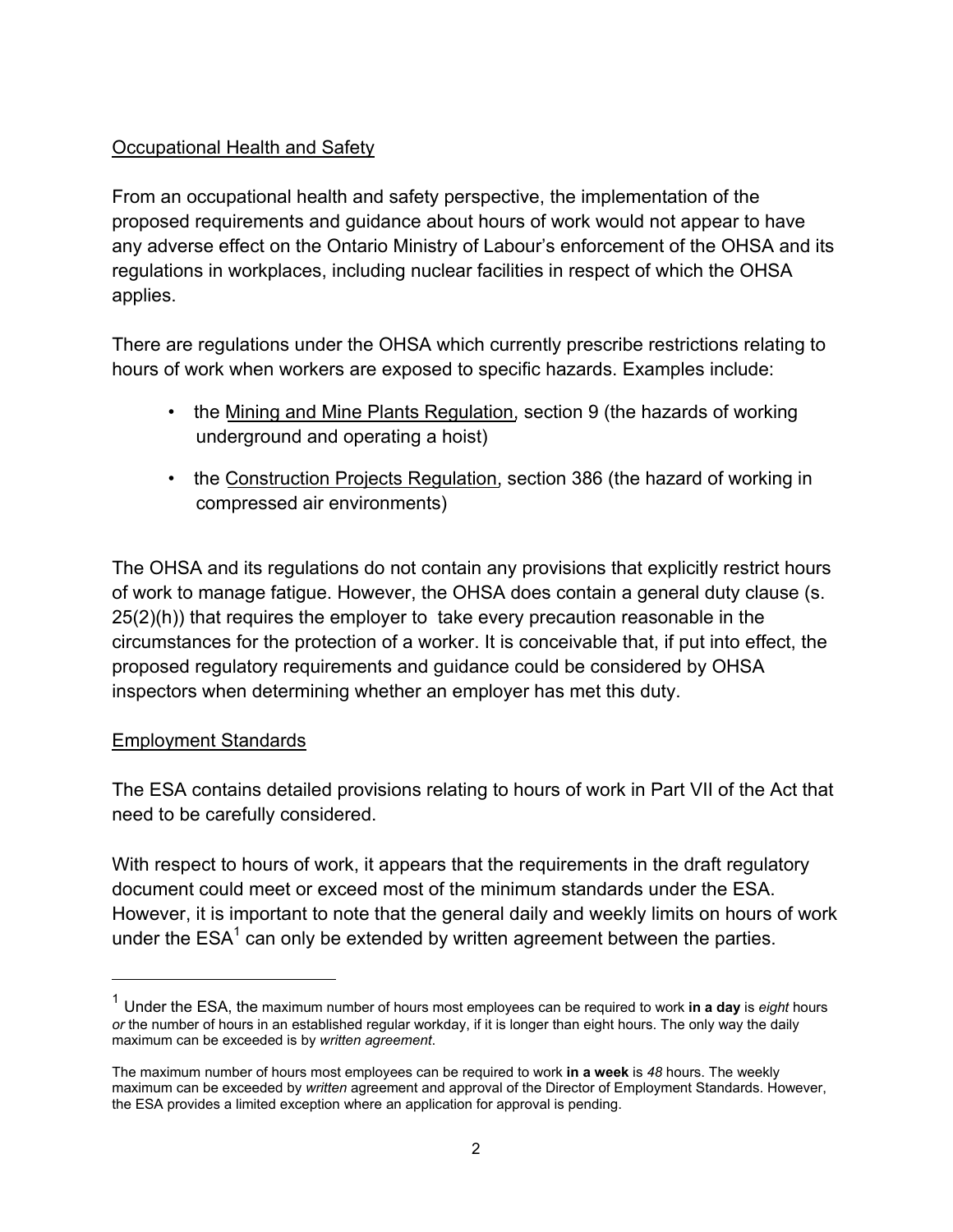Occupational Health and Safety

From an occupational health and safety perspective, the implementation of the proposed requirements and guidance about hours of work would not appear to have any adverse effect on the Ontario Ministry of Labour's enforcement of the OHSA and its regulations in workplaces, including nuclear facilities in respect of which the OHSA applies.

There are regulations under the OHSA which currently prescribe restrictions relating to hours of work when workers are exposed to specific hazards. Examples include:

- the Mining and Mine Plants Regulation, section 9 (the hazards of working underground and operating a hoist)
- the Construction Projects Regulation, section 386 (the hazard of working in compressed air environments)

The OHSA and its regulations do not contain any provisions that explicitly restrict hours of work to manage fatigue. However, the OHSA does contain a general duty clause (s. 25(2)(h)) that requires the employer to take every precaution reasonable in the circumstances for the protection of a worker. It is conceivable that, if put into effect, the proposed regulatory requirements and guidance could be considered by OHSA inspectors when determining whether an employer has met this duty.

Employment Standards

The ESA contains detailed provisions relating to hours of work in Part VII of the Act that need to be carefully considered.

With respect to hours of work, it appears that the requirements in the draft regulatory document could meet or exceed most of the minimum standards under the ESA. However, it is important to note that the general daily and weekly limits on hours of work under the ESA[1] can only be extended by written agreement between the parties.

---

[1] Under the ESA, the maximum number of hours most employees can be required to work **in a day** is *eight* hours *or* the number of hours in an established regular workday, if it is longer than eight hours. The only way the daily maximum can be exceeded is by *written agreement*.

The maximum number of hours most employees can be required to work **in a week** is *48* hours. The weekly maximum can be exceeded by *written* agreement and approval of the Director of Employment Standards. However, the ESA provides a limited exception where an application for approval is pending.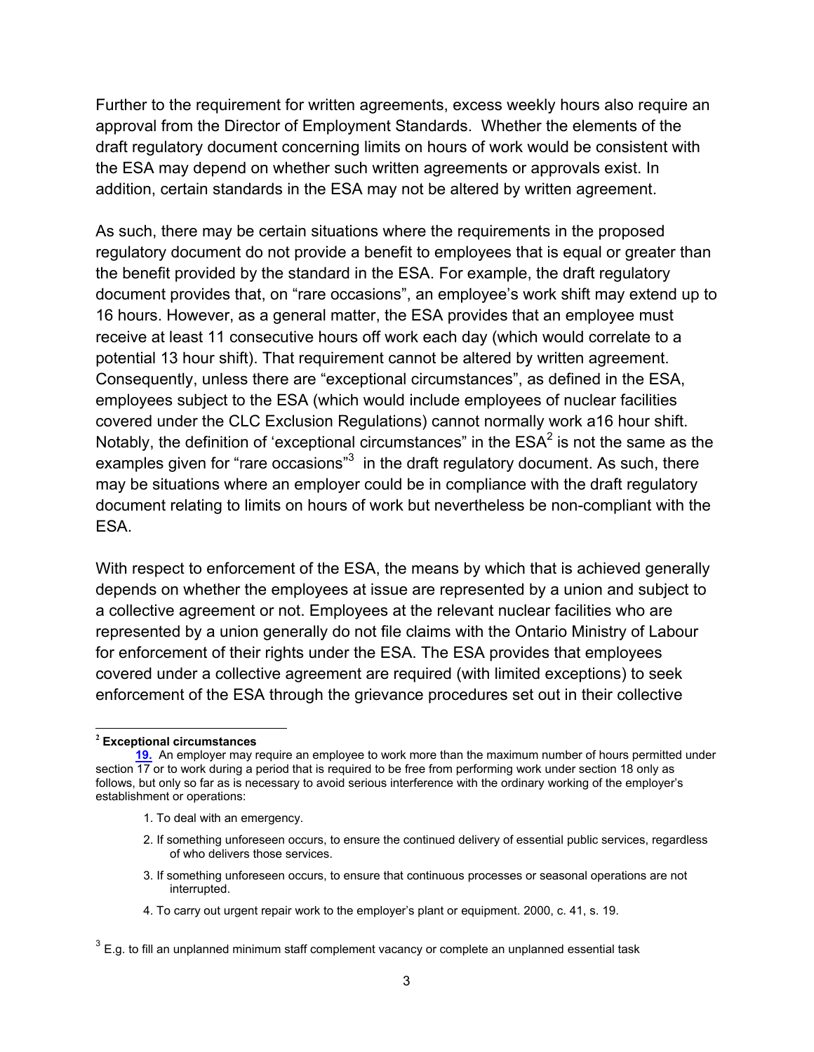Further to the requirement for written agreements, excess weekly hours also require an approval from the Director of Employment Standards. Whether the elements of the draft regulatory document concerning limits on hours of work would be consistent with the ESA may depend on whether such written agreements or approvals exist. In addition, certain standards in the ESA may not be altered by written agreement.

As such, there may be certain situations where the requirements in the proposed regulatory document do not provide a benefit to employees that is equal or greater than the benefit provided by the standard in the ESA. For example, the draft regulatory document provides that, on "rare occasions", an employee's work shift may extend up to 16 hours. However, as a general matter, the ESA provides that an employee must receive at least 11 consecutive hours off work each day (which would correlate to a potential 13 hour shift). That requirement cannot be altered by written agreement. Consequently, unless there are "exceptional circumstances", as defined in the ESA, employees subject to the ESA (which would include employees of nuclear facilities covered under the CLC Exclusion Regulations) cannot normally work a16 hour shift. Notably, the definition of 'exceptional circumstances" in the ESA[2] is not the same as the examples given for "rare occasions"[3] in the draft regulatory document. As such, there may be situations where an employer could be in compliance with the draft regulatory document relating to limits on hours of work but nevertheless be non-compliant with the ESA.

With respect to enforcement of the ESA, the means by which that is achieved generally depends on whether the employees at issue are represented by a union and subject to a collective agreement or not. Employees at the relevant nuclear facilities who are represented by a union generally do not file claims with the Ontario Ministry of Labour for enforcement of their rights under the ESA. The ESA provides that employees covered under a collective agreement are required (with limited exceptions) to seek enforcement of the ESA through the grievance procedures set out in their collective

---

[2] **Exceptional circumstances**

**19.** An employer may require an employee to work more than the maximum number of hours permitted under section 17 or to work during a period that is required to be free from performing work under section 18 only as follows, but only so far as is necessary to avoid serious interference with the ordinary working of the employer's establishment or operations:

1. To deal with an emergency.
2. If something unforeseen occurs, to ensure the continued delivery of essential public services, regardless of who delivers those services.
3. If something unforeseen occurs, to ensure that continuous processes or seasonal operations are not interrupted.
4. To carry out urgent repair work to the employer's plant or equipment. 2000, c. 41, s. 19.

[3] E.g. to fill an unplanned minimum staff complement vacancy or complete an unplanned essential task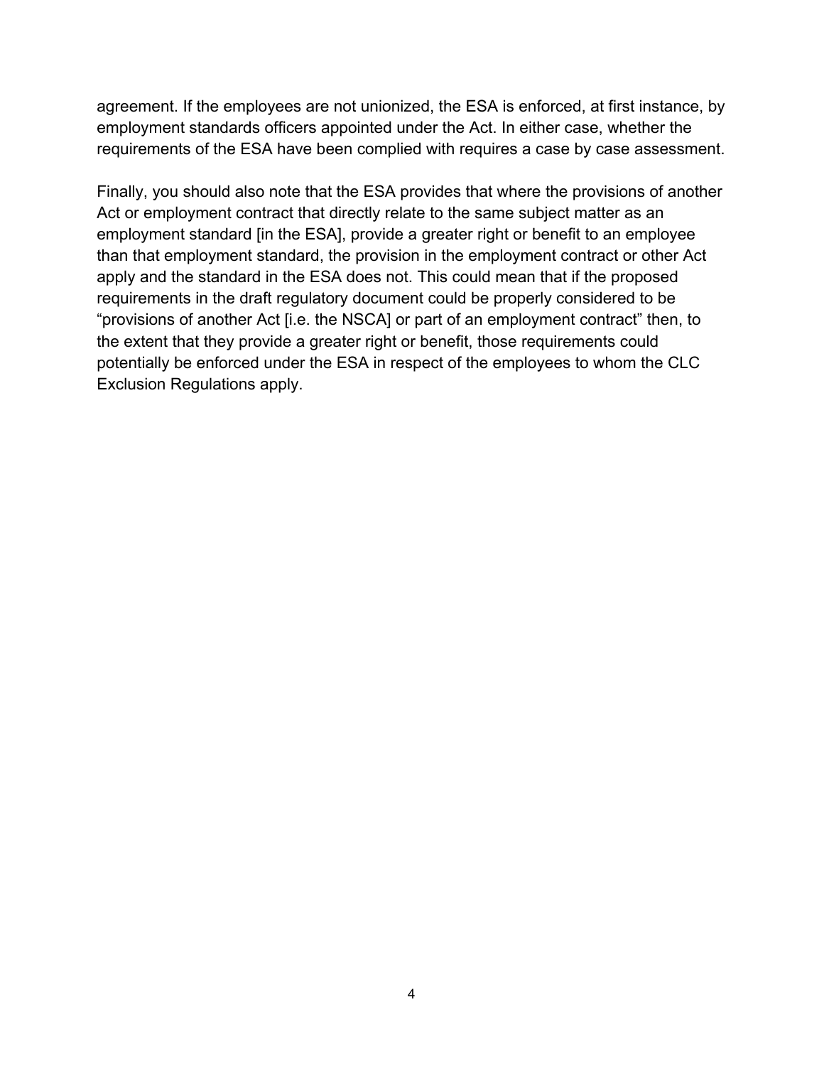agreement. If the employees are not unionized, the ESA is enforced, at first instance, by employment standards officers appointed under the Act. In either case, whether the requirements of the ESA have been complied with requires a case by case assessment.

Finally, you should also note that the ESA provides that where the provisions of another Act or employment contract that directly relate to the same subject matter as an employment standard [in the ESA], provide a greater right or benefit to an employee than that employment standard, the provision in the employment contract or other Act apply and the standard in the ESA does not. This could mean that if the proposed requirements in the draft regulatory document could be properly considered to be "provisions of another Act [i.e. the NSCA] or part of an employment contract" then, to the extent that they provide a greater right or benefit, those requirements could potentially be enforced under the ESA in respect of the employees to whom the CLC Exclusion Regulations apply.